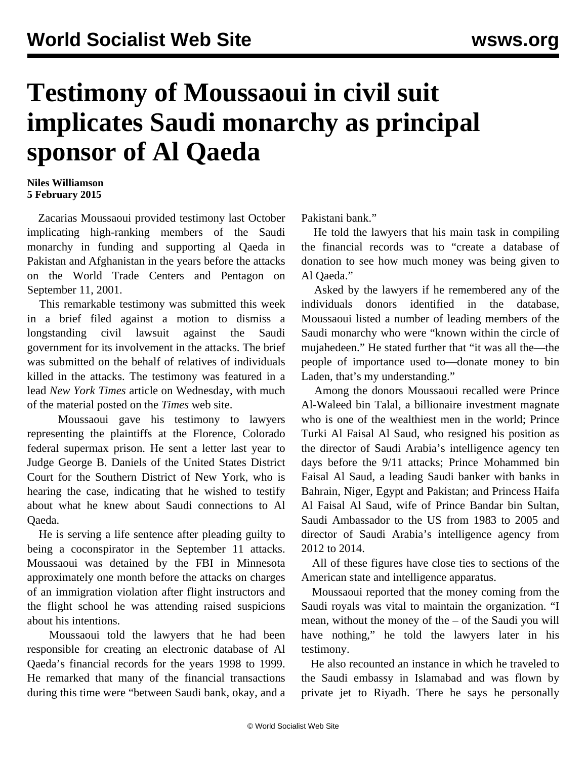# Testimony of Moussaoui in civil suit implicates Saudi monarchy as principal sponsor of Al Qaeda

**Niles Williamson**
**5 February 2015**

Zacarias Moussaoui provided testimony last October implicating high-ranking members of the Saudi monarchy in funding and supporting al Qaeda in Pakistan and Afghanistan in the years before the attacks on the World Trade Centers and Pentagon on September 11, 2001.

This remarkable testimony was submitted this week in a brief filed against a motion to dismiss a longstanding civil lawsuit against the Saudi government for its involvement in the attacks. The brief was submitted on the behalf of relatives of individuals killed in the attacks. The testimony was featured in a lead *New York Times* article on Wednesday, with much of the material posted on the *Times* web site.

Moussaoui gave his testimony to lawyers representing the plaintiffs at the Florence, Colorado federal supermax prison. He sent a letter last year to Judge George B. Daniels of the United States District Court for the Southern District of New York, who is hearing the case, indicating that he wished to testify about what he knew about Saudi connections to Al Qaeda.

He is serving a life sentence after pleading guilty to being a coconspirator in the September 11 attacks. Moussaoui was detained by the FBI in Minnesota approximately one month before the attacks on charges of an immigration violation after flight instructors and the flight school he was attending raised suspicions about his intentions.

Moussaoui told the lawyers that he had been responsible for creating an electronic database of Al Qaeda's financial records for the years 1998 to 1999. He remarked that many of the financial transactions during this time were "between Saudi bank, okay, and a Pakistani bank."

He told the lawyers that his main task in compiling the financial records was to "create a database of donation to see how much money was being given to Al Qaeda."

Asked by the lawyers if he remembered any of the individuals donors identified in the database, Moussaoui listed a number of leading members of the Saudi monarchy who were "known within the circle of mujahedeen." He stated further that "it was all the—the people of importance used to—donate money to bin Laden, that's my understanding."

Among the donors Moussaoui recalled were Prince Al-Waleed bin Talal, a billionaire investment magnate who is one of the wealthiest men in the world; Prince Turki Al Faisal Al Saud, who resigned his position as the director of Saudi Arabia's intelligence agency ten days before the 9/11 attacks; Prince Mohammed bin Faisal Al Saud, a leading Saudi banker with banks in Bahrain, Niger, Egypt and Pakistan; and Princess Haifa Al Faisal Al Saud, wife of Prince Bandar bin Sultan, Saudi Ambassador to the US from 1983 to 2005 and director of Saudi Arabia's intelligence agency from 2012 to 2014.

All of these figures have close ties to sections of the American state and intelligence apparatus.

Moussaoui reported that the money coming from the Saudi royals was vital to maintain the organization. "I mean, without the money of the – of the Saudi you will have nothing," he told the lawyers later in his testimony.

He also recounted an instance in which he traveled to the Saudi embassy in Islamabad and was flown by private jet to Riyadh. There he says he personally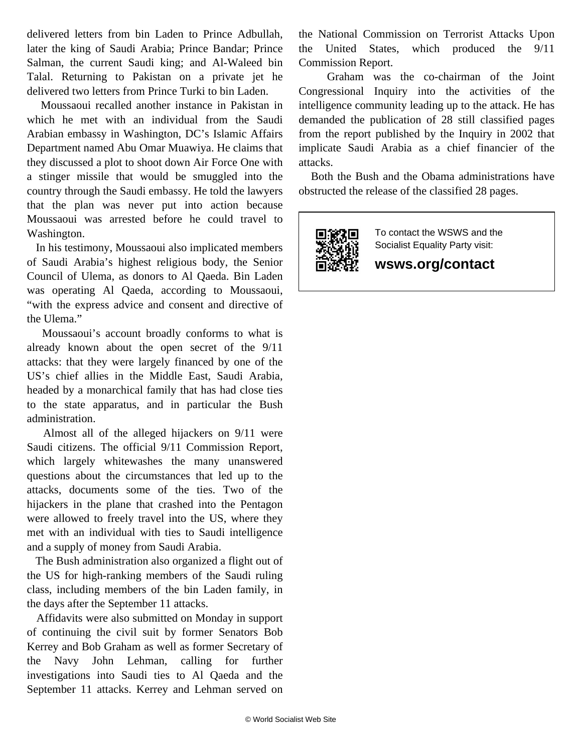delivered letters from bin Laden to Prince Adbullah, later the king of Saudi Arabia; Prince Bandar; Prince Salman, the current Saudi king; and Al-Waleed bin Talal. Returning to Pakistan on a private jet he delivered two letters from Prince Turki to bin Laden.

Moussaoui recalled another instance in Pakistan in which he met with an individual from the Saudi Arabian embassy in Washington, DC's Islamic Affairs Department named Abu Omar Muawiya. He claims that they discussed a plot to shoot down Air Force One with a stinger missile that would be smuggled into the country through the Saudi embassy. He told the lawyers that the plan was never put into action because Moussaoui was arrested before he could travel to Washington.

In his testimony, Moussaoui also implicated members of Saudi Arabia's highest religious body, the Senior Council of Ulema, as donors to Al Qaeda. Bin Laden was operating Al Qaeda, according to Moussaoui, "with the express advice and consent and directive of the Ulema."

Moussaoui's account broadly conforms to what is already known about the open secret of the 9/11 attacks: that they were largely financed by one of the US's chief allies in the Middle East, Saudi Arabia, headed by a monarchical family that has had close ties to the state apparatus, and in particular the Bush administration.

Almost all of the alleged hijackers on 9/11 were Saudi citizens. The official 9/11 Commission Report, which largely whitewashes the many unanswered questions about the circumstances that led up to the attacks, documents some of the ties. Two of the hijackers in the plane that crashed into the Pentagon were allowed to freely travel into the US, where they met with an individual with ties to Saudi intelligence and a supply of money from Saudi Arabia.

The Bush administration also organized a flight out of the US for high-ranking members of the Saudi ruling class, including members of the bin Laden family, in the days after the September 11 attacks.

Affidavits were also submitted on Monday in support of continuing the civil suit by former Senators Bob Kerrey and Bob Graham as well as former Secretary of the Navy John Lehman, calling for further investigations into Saudi ties to Al Qaeda and the September 11 attacks. Kerrey and Lehman served on the National Commission on Terrorist Attacks Upon the United States, which produced the 9/11 Commission Report.

Graham was the co-chairman of the Joint Congressional Inquiry into the activities of the intelligence community leading up to the attack. He has demanded the publication of 28 still classified pages from the report published by the Inquiry in 2002 that implicate Saudi Arabia as a chief financier of the attacks.

Both the Bush and the Obama administrations have obstructed the release of the classified 28 pages.

To contact the WSWS and the Socialist Equality Party visit:

**wsws.org/contact**